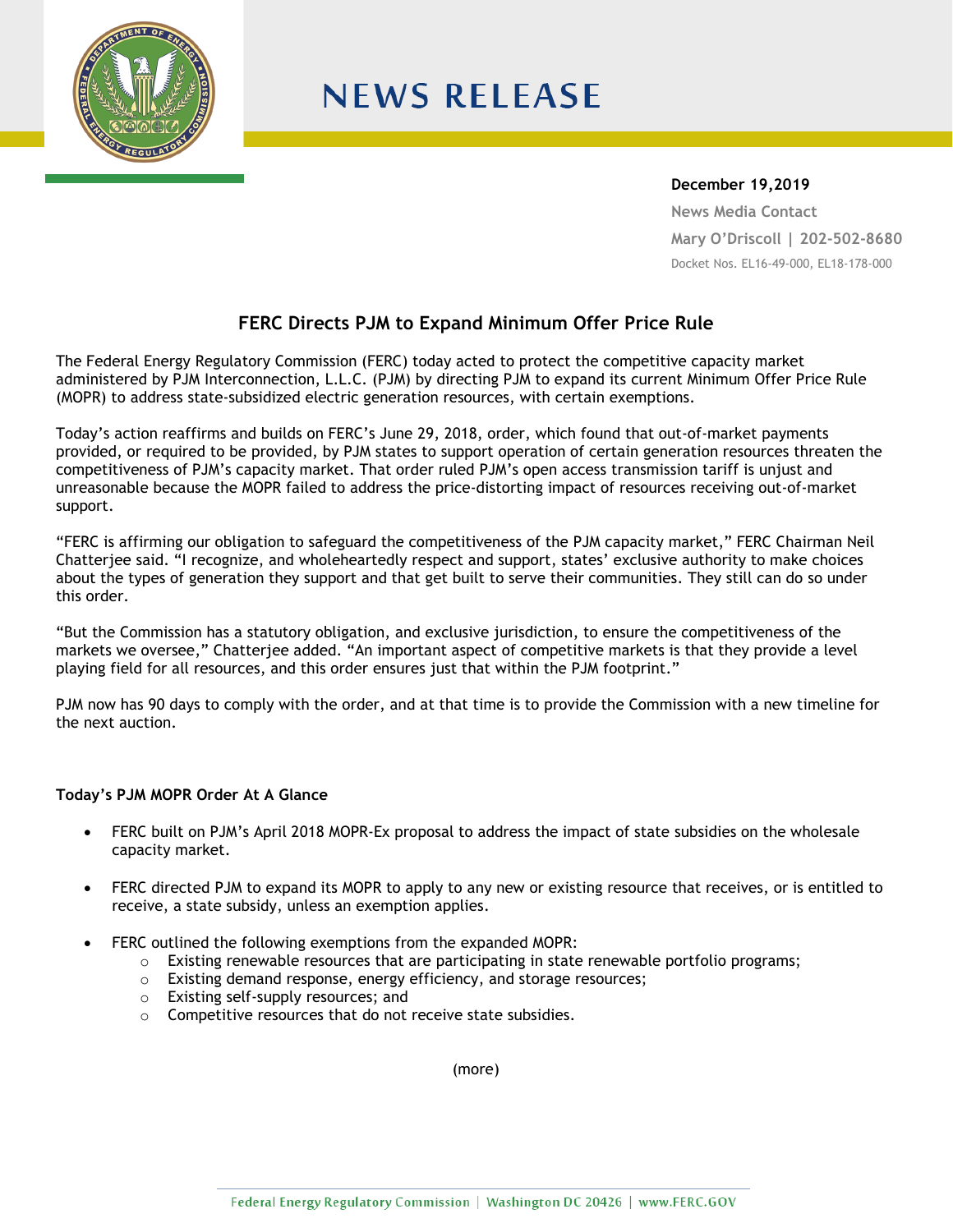# NEWS RELEASE

**December 19,2019**

News Media Contact
Mary O'Driscoll | 202-502-8680
Docket Nos. EL16-49-000, EL18-178-000

## FERC Directs PJM to Expand Minimum Offer Price Rule

The Federal Energy Regulatory Commission (FERC) today acted to protect the competitive capacity market administered by PJM Interconnection, L.L.C. (PJM) by directing PJM to expand its current Minimum Offer Price Rule (MOPR) to address state-subsidized electric generation resources, with certain exemptions.

Today's action reaffirms and builds on FERC's June 29, 2018, order, which found that out-of-market payments provided, or required to be provided, by PJM states to support operation of certain generation resources threaten the competitiveness of PJM's capacity market. That order ruled PJM's open access transmission tariff is unjust and unreasonable because the MOPR failed to address the price-distorting impact of resources receiving out-of-market support.

"FERC is affirming our obligation to safeguard the competitiveness of the PJM capacity market," FERC Chairman Neil Chatterjee said. "I recognize, and wholeheartedly respect and support, states' exclusive authority to make choices about the types of generation they support and that get built to serve their communities. They still can do so under this order.

"But the Commission has a statutory obligation, and exclusive jurisdiction, to ensure the competitiveness of the markets we oversee," Chatterjee added. "An important aspect of competitive markets is that they provide a level playing field for all resources, and this order ensures just that within the PJM footprint."

PJM now has 90 days to comply with the order, and at that time is to provide the Commission with a new timeline for the next auction.

**Today's PJM MOPR Order At A Glance**

- FERC built on PJM's April 2018 MOPR-Ex proposal to address the impact of state subsidies on the wholesale capacity market.
- FERC directed PJM to expand its MOPR to apply to any new or existing resource that receives, or is entitled to receive, a state subsidy, unless an exemption applies.
- FERC outlined the following exemptions from the expanded MOPR:
  - Existing renewable resources that are participating in state renewable portfolio programs;
  - Existing demand response, energy efficiency, and storage resources;
  - Existing self-supply resources; and
  - Competitive resources that do not receive state subsidies.

(more)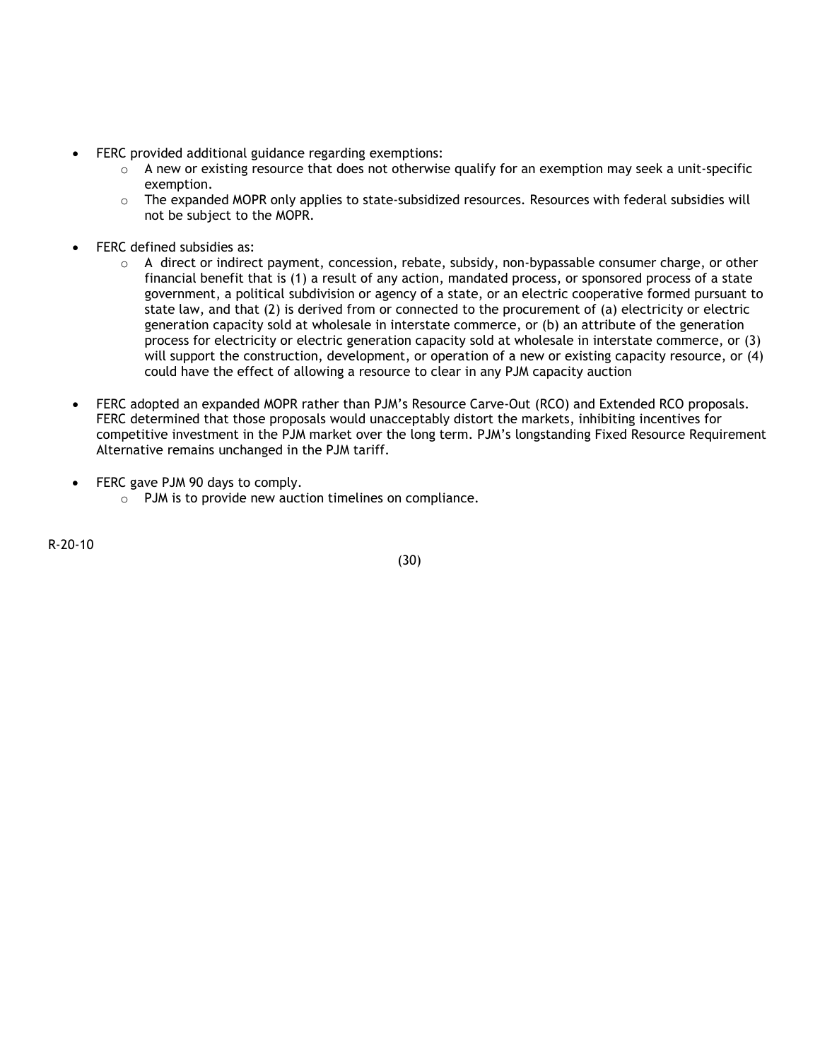- FERC provided additional guidance regarding exemptions:
  - A new or existing resource that does not otherwise qualify for an exemption may seek a unit-specific exemption.
  - The expanded MOPR only applies to state-subsidized resources. Resources with federal subsidies will not be subject to the MOPR.

- FERC defined subsidies as:
  - A direct or indirect payment, concession, rebate, subsidy, non-bypassable consumer charge, or other financial benefit that is (1) a result of any action, mandated process, or sponsored process of a state government, a political subdivision or agency of a state, or an electric cooperative formed pursuant to state law, and that (2) is derived from or connected to the procurement of (a) electricity or electric generation capacity sold at wholesale in interstate commerce, or (b) an attribute of the generation process for electricity or electric generation capacity sold at wholesale in interstate commerce, or (3) will support the construction, development, or operation of a new or existing capacity resource, or (4) could have the effect of allowing a resource to clear in any PJM capacity auction

- FERC adopted an expanded MOPR rather than PJM's Resource Carve-Out (RCO) and Extended RCO proposals. FERC determined that those proposals would unacceptably distort the markets, inhibiting incentives for competitive investment in the PJM market over the long term. PJM's longstanding Fixed Resource Requirement Alternative remains unchanged in the PJM tariff.

- FERC gave PJM 90 days to comply.
  - PJM is to provide new auction timelines on compliance.

R-20-10